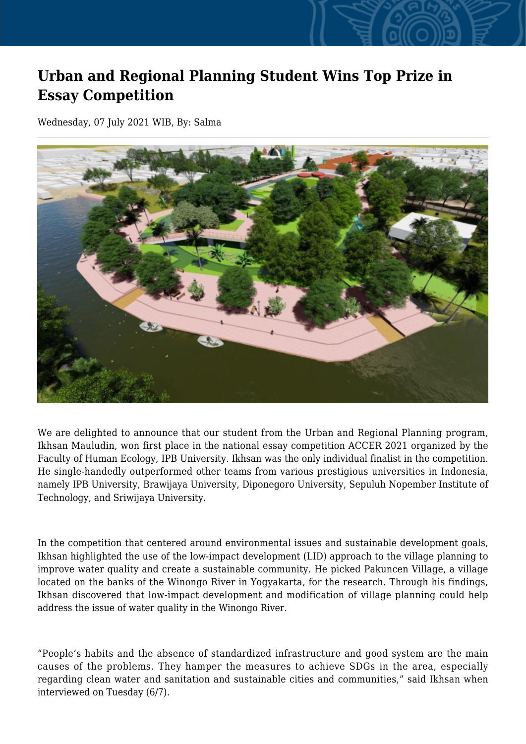# Urban and Regional Planning Student Wins Top Prize in Essay Competition

Wednesday, 07 July 2021 WIB, By: Salma

We are delighted to announce that our student from the Urban and Regional Planning program, Ikhsan Mauludin, won first place in the national essay competition ACCER 2021 organized by the Faculty of Human Ecology, IPB University. Ikhsan was the only individual finalist in the competition. He single-handedly outperformed other teams from various prestigious universities in Indonesia, namely IPB University, Brawijaya University, Diponegoro University, Sepuluh Nopember Institute of Technology, and Sriwijaya University.

In the competition that centered around environmental issues and sustainable development goals, Ikhsan highlighted the use of the low-impact development (LID) approach to the village planning to improve water quality and create a sustainable community. He picked Pakuncen Village, a village located on the banks of the Winongo River in Yogyakarta, for the research. Through his findings, Ikhsan discovered that low-impact development and modification of village planning could help address the issue of water quality in the Winongo River.

“People’s habits and the absence of standardized infrastructure and good system are the main causes of the problems. They hamper the measures to achieve SDGs in the area, especially regarding clean water and sanitation and sustainable cities and communities,” said Ikhsan when interviewed on Tuesday (6/7).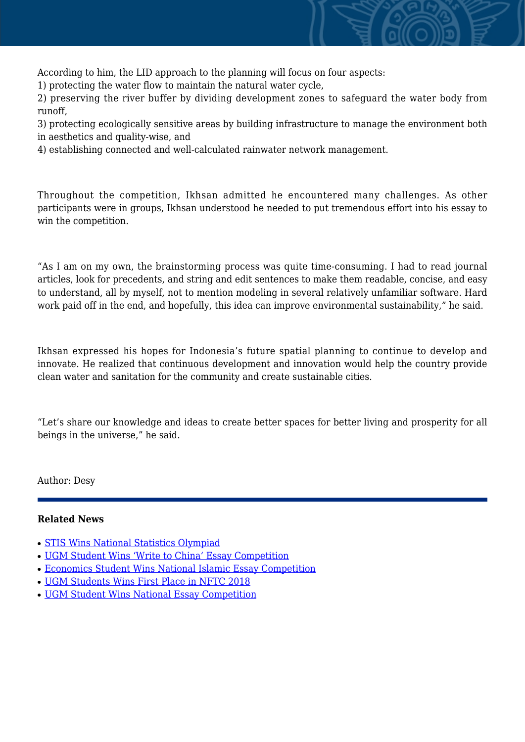According to him, the LID approach to the planning will focus on four aspects:
1) protecting the water flow to maintain the natural water cycle,
2) preserving the river buffer by dividing development zones to safeguard the water body from runoff,
3) protecting ecologically sensitive areas by building infrastructure to manage the environment both in aesthetics and quality-wise, and
4) establishing connected and well-calculated rainwater network management.

Throughout the competition, Ikhsan admitted he encountered many challenges. As other participants were in groups, Ikhsan understood he needed to put tremendous effort into his essay to win the competition.

"As I am on my own, the brainstorming process was quite time-consuming. I had to read journal articles, look for precedents, and string and edit sentences to make them readable, concise, and easy to understand, all by myself, not to mention modeling in several relatively unfamiliar software. Hard work paid off in the end, and hopefully, this idea can improve environmental sustainability," he said.

Ikhsan expressed his hopes for Indonesia's future spatial planning to continue to develop and innovate. He realized that continuous development and innovation would help the country provide clean water and sanitation for the community and create sustainable cities.

"Let's share our knowledge and ideas to create better spaces for better living and prosperity for all beings in the universe," he said.

Author: Desy

---

**Related News**

- STIS Wins National Statistics Olympiad
- UGM Student Wins 'Write to China' Essay Competition
- Economics Student Wins National Islamic Essay Competition
- UGM Students Wins First Place in NFTC 2018
- UGM Student Wins National Essay Competition